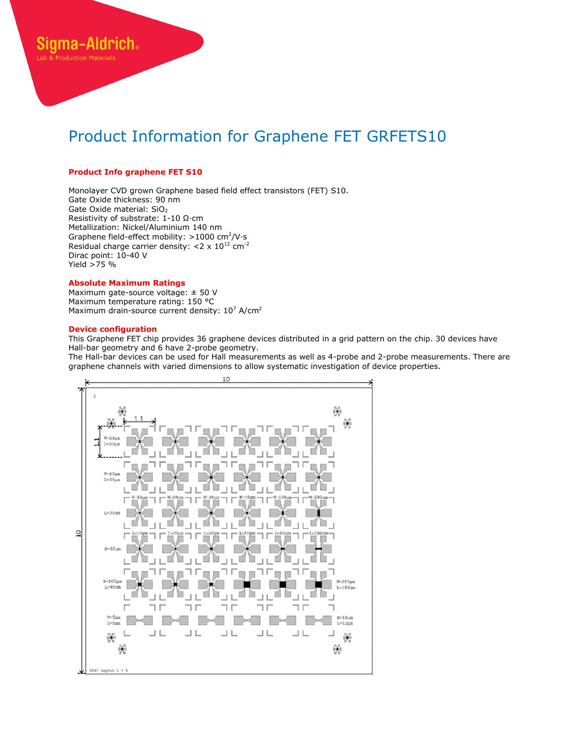# Product Information for Graphene FET GRFETS10

### Product Info graphene FET S10

Monolayer CVD grown Graphene based field effect transistors (FET) S10.
Gate Oxide thickness: 90 nm
Gate Oxide material: $SiO_2$
Resistivity of substrate: 1-10 Ω·cm
Metallization: Nickel/Aluminium 140 nm
Graphene field-effect mobility: >1000 $cm^2/V \cdot s$
Residual charge carrier density: <2 x $10^{12}$ $cm^{-2}$
Dirac point: 10-40 V
Yield >75 %

### Absolute Maximum Ratings

Maximum gate-source voltage: ± 50 V
Maximum temperature rating: 150 °C
Maximum drain-source current density: $10^7$ $A/cm^2$

### Device configuration

This Graphene FET chip provides 36 graphene devices distributed in a grid pattern on the chip. 30 devices have Hall-bar geometry and 6 have 2-probe geometry.
The Hall-bar devices can be used for Hall measurements as well as 4-probe and 2-probe measurements. There are graphene channels with varied dimensions to allow systematic investigation of device properties.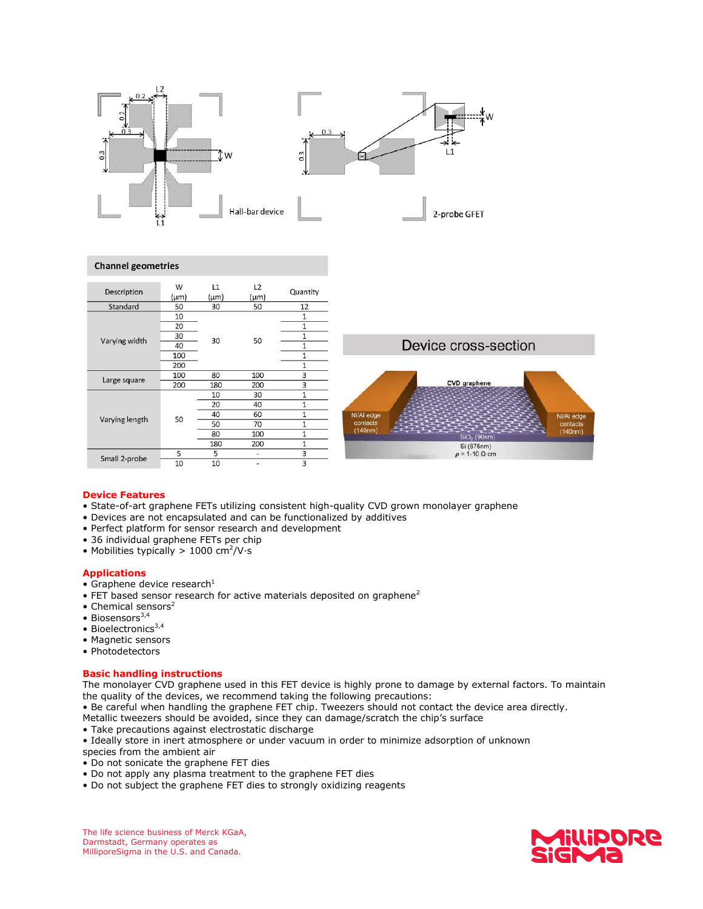Hall-bar device

2-probe GFET

Channel geometries

| Description | W (µm) | L1 (µm) | L2 (µm) | Quantity |
|---|---|---|---|---|
| Standard | 50 | 30 | 50 | 12 |
| Varying width | 10 | 30 | 50 | 1 |
| | 20 | | | 1 |
| | 30 | | | 1 |
| | 40 | | | 1 |
| | 100 | | | 1 |
| | 200 | | | 1 |
| Large square | 100 | 80 | 100 | 3 |
| | 200 | 180 | 200 | 3 |
| Varying length | 50 | 10 | 30 | 1 |
| | | 20 | 40 | 1 |
| | | 40 | 60 | 1 |
| | | 50 | 70 | 1 |
| | | 80 | 100 | 1 |
| | | 180 | 200 | 1 |
| Small 2-probe | 5 | 5 | - | 3 |
| | 10 | 10 | - | 3 |

Device cross-section

## Device Features

- State-of-art graphene FETs utilizing consistent high-quality CVD grown monolayer graphene
- Devices are not encapsulated and can be functionalized by additives
- Perfect platform for sensor research and development
- 36 individual graphene FETs per chip
- Mobilities typically > 1000 $cm^2/V \cdot s$

## Applications

- Graphene device research[1]
- FET based sensor research for active materials deposited on graphene[2]
- Chemical sensors[2]
- Biosensors[3,4]
- Bioelectronics[3,4]
- Magnetic sensors
- Photodetectors

## Basic handling instructions

The monolayer CVD graphene used in this FET device is highly prone to damage by external factors. To maintain the quality of the devices, we recommend taking the following precautions:

- Be careful when handling the graphene FET chip. Tweezers should not contact the device area directly. Metallic tweezers should be avoided, since they can damage/scratch the chip's surface
- Take precautions against electrostatic discharge
- Ideally store in inert atmosphere or under vacuum in order to minimize adsorption of unknown species from the ambient air
- Do not sonicate the graphene FET dies
- Do not apply any plasma treatment to the graphene FET dies
- Do not subject the graphene FET dies to strongly oxidizing reagents

The life science business of Merck KGaA, Darmstadt, Germany operates as MilliporeSigma in the U.S. and Canada.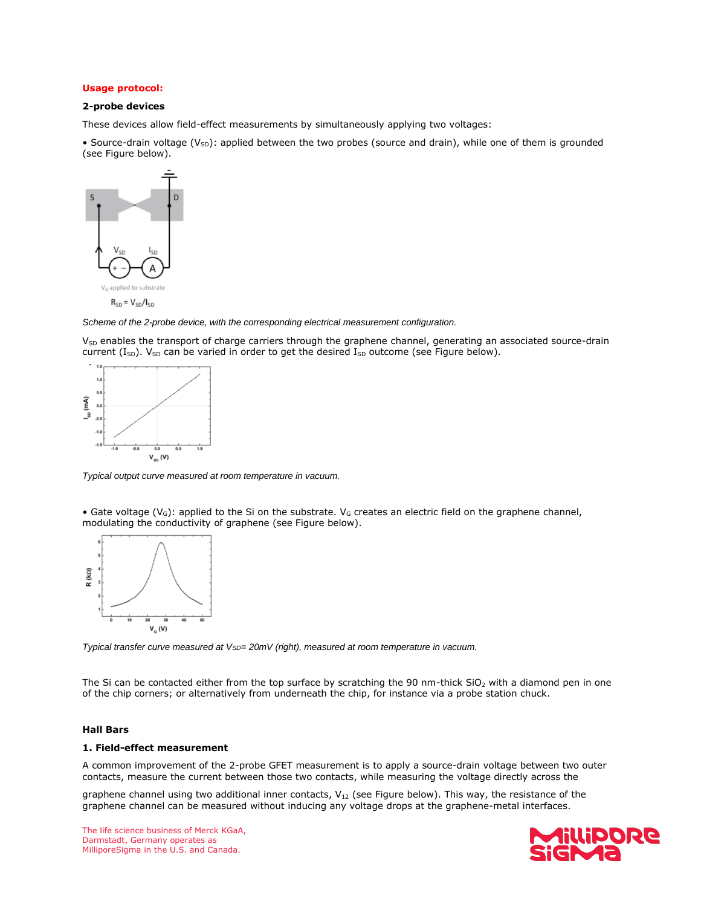**Usage protocol:**

**2-probe devices**

These devices allow field-effect measurements by simultaneously applying two voltages:

• Source-drain voltage ($V_{SD}$): applied between the two probes (source and drain), while one of them is grounded (see Figure below).

*Scheme of the 2-probe device, with the corresponding electrical measurement configuration.*

$V_{SD}$ enables the transport of charge carriers through the graphene channel, generating an associated source-drain current ($I_{SD}$). $V_{SD}$ can be varied in order to get the desired $I_{SD}$ outcome (see Figure below).

*Typical output curve measured at room temperature in vacuum.*

• Gate voltage ($V_G$): applied to the Si on the substrate. $V_G$ creates an electric field on the graphene channel, modulating the conductivity of graphene (see Figure below).

*Typical transfer curve measured at $V_{SD}$= 20mV (right), measured at room temperature in vacuum.*

The Si can be contacted either from the top surface by scratching the 90 nm-thick $SiO_2$ with a diamond pen in one of the chip corners; or alternatively from underneath the chip, for instance via a probe station chuck.

**Hall Bars**

**1. Field-effect measurement**

A common improvement of the 2-probe GFET measurement is to apply a source-drain voltage between two outer contacts, measure the current between those two contacts, while measuring the voltage directly across the graphene channel using two additional inner contacts, $V_{12}$ (see Figure below). This way, the resistance of the graphene channel can be measured without inducing any voltage drops at the graphene-metal interfaces.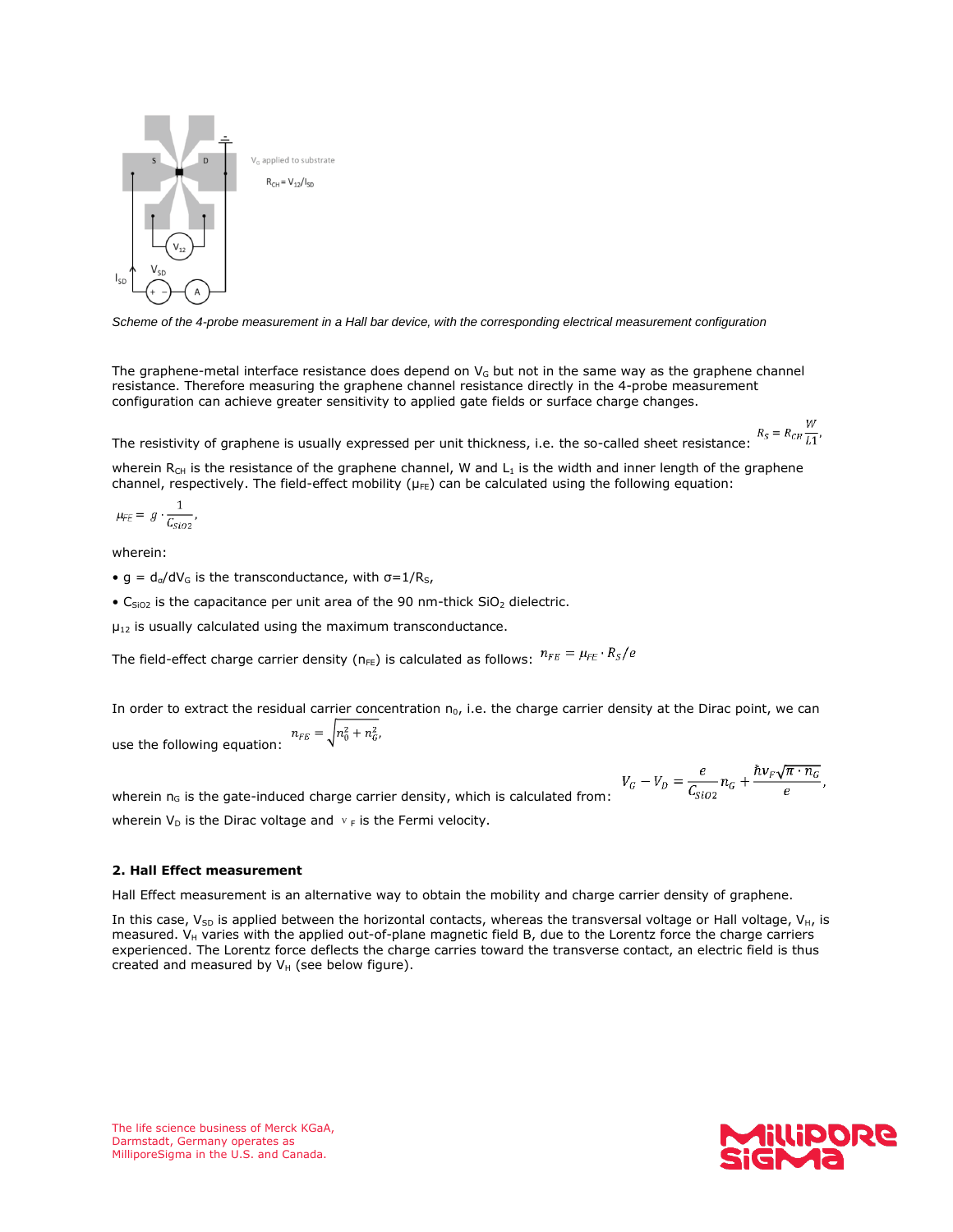Scheme of the 4-probe measurement in a Hall bar device, with the corresponding electrical measurement configuration

The graphene-metal interface resistance does depend on $V_G$ but not in the same way as the graphene channel resistance. Therefore measuring the graphene channel resistance directly in the 4-probe measurement configuration can achieve greater sensitivity to applied gate fields or surface charge changes.

The resistivity of graphene is usually expressed per unit thickness, i.e. the so-called sheet resistance: $R_S = R_{CH}\frac{W}{L1}$,

wherein $R_{CH}$ is the resistance of the graphene channel, W and $L_1$ is the width and inner length of the graphene channel, respectively. The field-effect mobility ($\mu_{FE}$) can be calculated using the following equation:

$$\mu_{FE} = g \cdot \frac{1}{C_{SiO2}},$$

wherein:

- g = $d_\sigma/dV_G$ is the transconductance, with $\sigma = 1/R_S$,
- $C_{SiO2}$ is the capacitance per unit area of the 90 nm-thick $SiO_2$ dielectric.

$\mu_{12}$ is usually calculated using the maximum transconductance.

The field-effect charge carrier density ($n_{FE}$) is calculated as follows: $n_{FE} = \mu_{FE} \cdot R_S / e$

In order to extract the residual carrier concentration $n_0$, i.e. the charge carrier density at the Dirac point, we can use the following equation: $n_{FE} = \sqrt{n_0^2 + n_G^2}$,

wherein $n_G$ is the gate-induced charge carrier density, which is calculated from: $V_G - V_D = \frac{e}{C_{SiO2}} n_G + \frac{\hbar v_F \sqrt{\pi \cdot n_G}}{e}$,

wherein $V_D$ is the Dirac voltage and $v_F$ is the Fermi velocity.

**2. Hall Effect measurement**

Hall Effect measurement is an alternative way to obtain the mobility and charge carrier density of graphene.

In this case, $V_{SD}$ is applied between the horizontal contacts, whereas the transversal voltage or Hall voltage, $V_H$, is measured. $V_H$ varies with the applied out-of-plane magnetic field B, due to the Lorentz force the charge carriers experienced. The Lorentz force deflects the charge carries toward the transverse contact, an electric field is thus created and measured by $V_H$ (see below figure).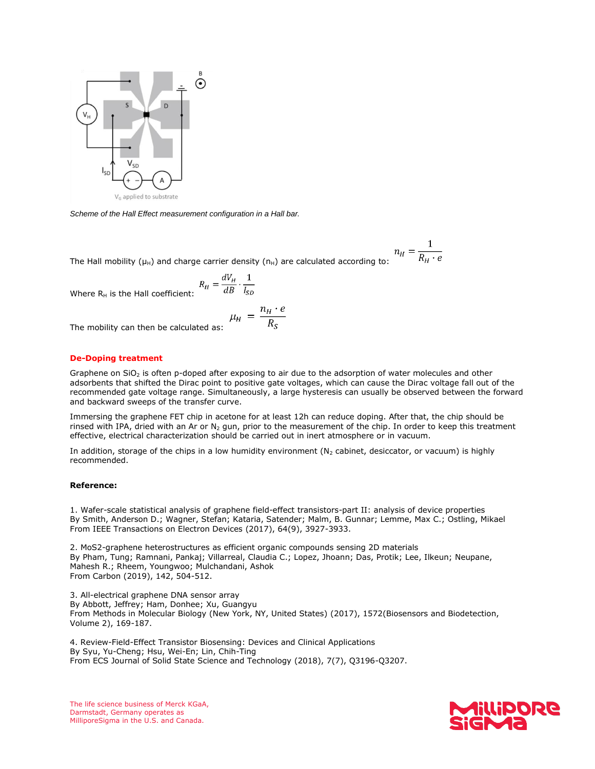$V_H$

S

D

B

$I_{SD}$

$V_{SD}$

A

$V_G$ applied to substrate

*Scheme of the Hall Effect measurement configuration in a Hall bar.*

The Hall mobility ($\mu_H$) and charge carrier density ($n_H$) are calculated according to:

$$n_H = \frac{1}{R_H \cdot e}$$

Where $R_H$ is the Hall coefficient:

$$R_H = \frac{dV_H}{dB} \cdot \frac{1}{I_{SD}}$$

The mobility can then be calculated as:

$$\mu_H = \frac{n_H \cdot e}{R_S}$$

## De-Doping treatment

Graphene on $SiO_2$ is often p-doped after exposing to air due to the adsorption of water molecules and other adsorbents that shifted the Dirac point to positive gate voltages, which can cause the Dirac voltage fall out of the recommended gate voltage range. Simultaneously, a large hysteresis can usually be observed between the forward and backward sweeps of the transfer curve.

Immersing the graphene FET chip in acetone for at least 12h can reduce doping. After that, the chip should be rinsed with IPA, dried with an Ar or $N_2$ gun, prior to the measurement of the chip. In order to keep this treatment effective, electrical characterization should be carried out in inert atmosphere or in vacuum.

In addition, storage of the chips in a low humidity environment ($N_2$ cabinet, desiccator, or vacuum) is highly recommended.

**Reference:**

1. Wafer-scale statistical analysis of graphene field-effect transistors-part II: analysis of device properties
By Smith, Anderson D.; Wagner, Stefan; Kataria, Satender; Malm, B. Gunnar; Lemme, Max C.; Ostling, Mikael
From IEEE Transactions on Electron Devices (2017), 64(9), 3927-3933.

2. MoS2-graphene heterostructures as efficient organic compounds sensing 2D materials
By Pham, Tung; Ramnani, Pankaj; Villarreal, Claudia C.; Lopez, Jhoann; Das, Protik; Lee, Ilkeun; Neupane, Mahesh R.; Rheem, Youngwoo; Mulchandani, Ashok
From Carbon (2019), 142, 504-512.

3. All-electrical graphene DNA sensor array
By Abbott, Jeffrey; Ham, Donhee; Xu, Guangyu
From Methods in Molecular Biology (New York, NY, United States) (2017), 1572(Biosensors and Biodetection, Volume 2), 169-187.

4. Review-Field-Effect Transistor Biosensing: Devices and Clinical Applications
By Syu, Yu-Cheng; Hsu, Wei-En; Lin, Chih-Ting
From ECS Journal of Solid State Science and Technology (2018), 7(7), Q3196-Q3207.

The life science business of Merck KGaA, Darmstadt, Germany operates as MilliporeSigma in the U.S. and Canada.

MilliporeSigma